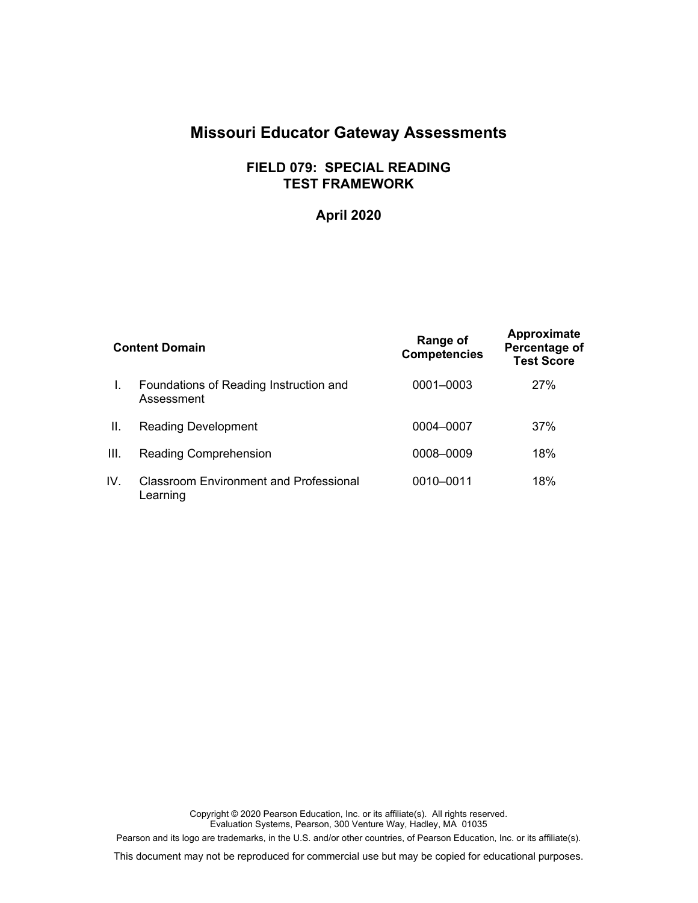# Missouri Educator Gateway Assessments

## FIELD 079: SPECIAL READING TEST FRAMEWORK

**April 2020**

| | Content Domain | Range of Competencies | Approximate Percentage of Test Score |
|---|---|---|---|
| I. | Foundations of Reading Instruction and Assessment | 0001–0003 | 27% |
| II. | Reading Development | 0004–0007 | 37% |
| III. | Reading Comprehension | 0008–0009 | 18% |
| IV. | Classroom Environment and Professional Learning | 0010–0011 | 18% |

Copyright © 2020 Pearson Education, Inc. or its affiliate(s). All rights reserved.
Evaluation Systems, Pearson, 300 Venture Way, Hadley, MA 01035

Pearson and its logo are trademarks, in the U.S. and/or other countries, of Pearson Education, Inc. or its affiliate(s).

This document may not be reproduced for commercial use but may be copied for educational purposes.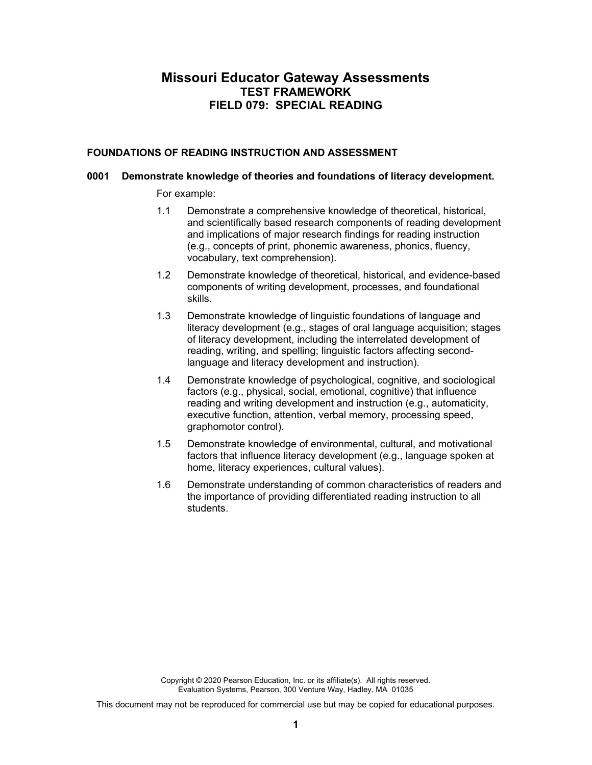# Missouri Educator Gateway Assessments
## TEST FRAMEWORK
## FIELD 079: SPECIAL READING

### FOUNDATIONS OF READING INSTRUCTION AND ASSESSMENT

**0001 Demonstrate knowledge of theories and foundations of literacy development.**

For example:

1.1 Demonstrate a comprehensive knowledge of theoretical, historical, and scientifically based research components of reading development and implications of major research findings for reading instruction (e.g., concepts of print, phonemic awareness, phonics, fluency, vocabulary, text comprehension).

1.2 Demonstrate knowledge of theoretical, historical, and evidence-based components of writing development, processes, and foundational skills.

1.3 Demonstrate knowledge of linguistic foundations of language and literacy development (e.g., stages of oral language acquisition; stages of literacy development, including the interrelated development of reading, writing, and spelling; linguistic factors affecting second-language and literacy development and instruction).

1.4 Demonstrate knowledge of psychological, cognitive, and sociological factors (e.g., physical, social, emotional, cognitive) that influence reading and writing development and instruction (e.g., automaticity, executive function, attention, verbal memory, processing speed, graphomotor control).

1.5 Demonstrate knowledge of environmental, cultural, and motivational factors that influence literacy development (e.g., language spoken at home, literacy experiences, cultural values).

1.6 Demonstrate understanding of common characteristics of readers and the importance of providing differentiated reading instruction to all students.

Copyright © 2020 Pearson Education, Inc. or its affiliate(s). All rights reserved.
Evaluation Systems, Pearson, 300 Venture Way, Hadley, MA 01035

This document may not be reproduced for commercial use but may be copied for educational purposes.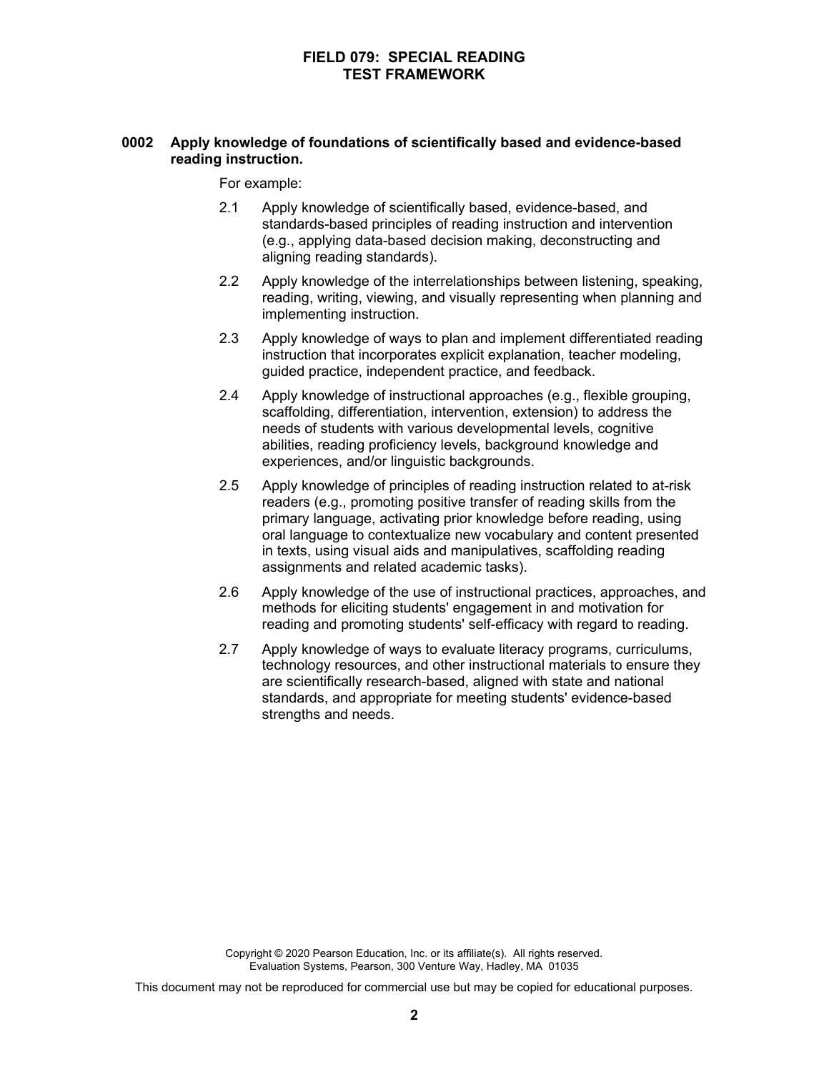# FIELD 079: SPECIAL READING TEST FRAMEWORK

**0002 Apply knowledge of foundations of scientifically based and evidence-based reading instruction.**

For example:

2.1 Apply knowledge of scientifically based, evidence-based, and standards-based principles of reading instruction and intervention (e.g., applying data-based decision making, deconstructing and aligning reading standards).

2.2 Apply knowledge of the interrelationships between listening, speaking, reading, writing, viewing, and visually representing when planning and implementing instruction.

2.3 Apply knowledge of ways to plan and implement differentiated reading instruction that incorporates explicit explanation, teacher modeling, guided practice, independent practice, and feedback.

2.4 Apply knowledge of instructional approaches (e.g., flexible grouping, scaffolding, differentiation, intervention, extension) to address the needs of students with various developmental levels, cognitive abilities, reading proficiency levels, background knowledge and experiences, and/or linguistic backgrounds.

2.5 Apply knowledge of principles of reading instruction related to at-risk readers (e.g., promoting positive transfer of reading skills from the primary language, activating prior knowledge before reading, using oral language to contextualize new vocabulary and content presented in texts, using visual aids and manipulatives, scaffolding reading assignments and related academic tasks).

2.6 Apply knowledge of the use of instructional practices, approaches, and methods for eliciting students' engagement in and motivation for reading and promoting students' self-efficacy with regard to reading.

2.7 Apply knowledge of ways to evaluate literacy programs, curriculums, technology resources, and other instructional materials to ensure they are scientifically research-based, aligned with state and national standards, and appropriate for meeting students' evidence-based strengths and needs.

Copyright © 2020 Pearson Education, Inc. or its affiliate(s). All rights reserved.
Evaluation Systems, Pearson, 300 Venture Way, Hadley, MA 01035

This document may not be reproduced for commercial use but may be copied for educational purposes.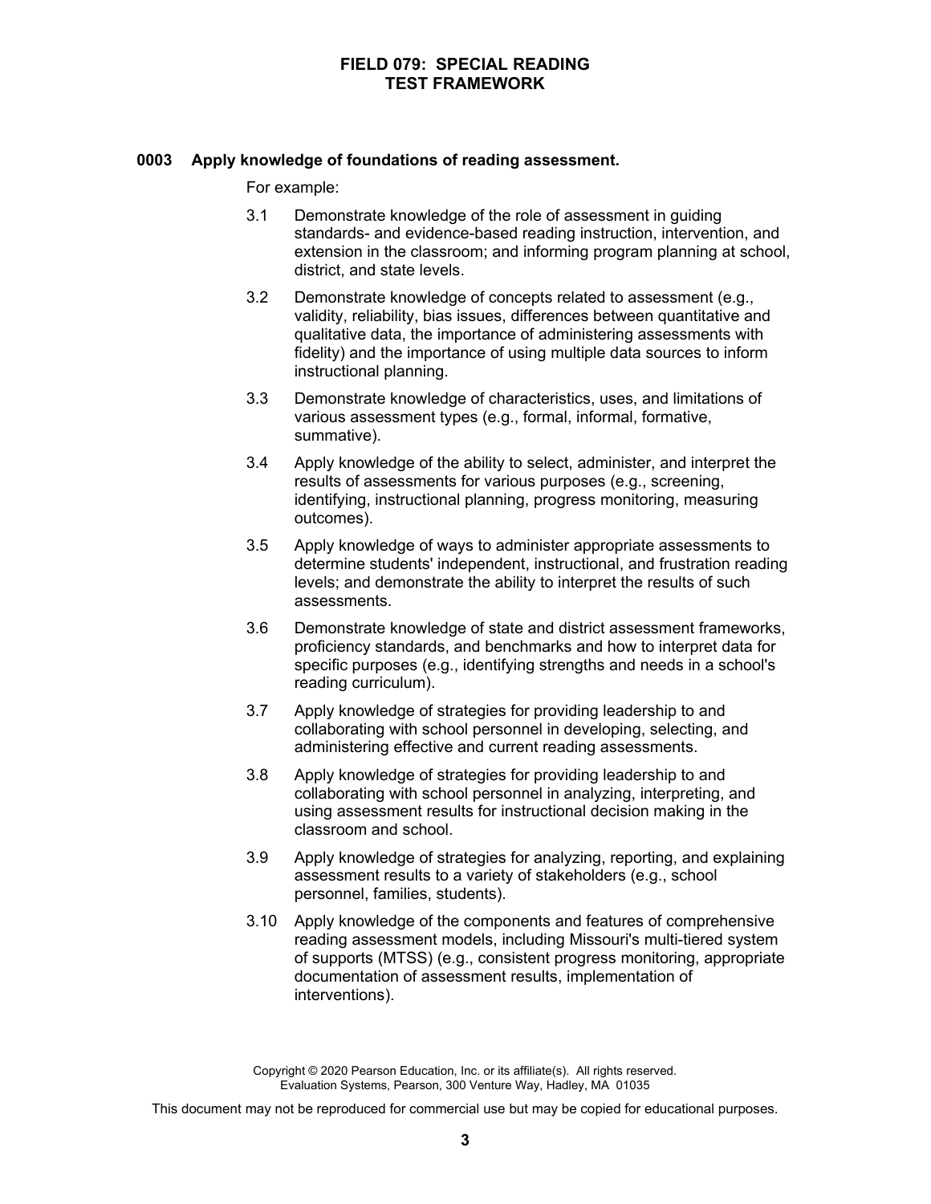# FIELD 079: SPECIAL READING TEST FRAMEWORK

## 0003 Apply knowledge of foundations of reading assessment.

For example:

3.1 Demonstrate knowledge of the role of assessment in guiding standards- and evidence-based reading instruction, intervention, and extension in the classroom; and informing program planning at school, district, and state levels.

3.2 Demonstrate knowledge of concepts related to assessment (e.g., validity, reliability, bias issues, differences between quantitative and qualitative data, the importance of administering assessments with fidelity) and the importance of using multiple data sources to inform instructional planning.

3.3 Demonstrate knowledge of characteristics, uses, and limitations of various assessment types (e.g., formal, informal, formative, summative).

3.4 Apply knowledge of the ability to select, administer, and interpret the results of assessments for various purposes (e.g., screening, identifying, instructional planning, progress monitoring, measuring outcomes).

3.5 Apply knowledge of ways to administer appropriate assessments to determine students' independent, instructional, and frustration reading levels; and demonstrate the ability to interpret the results of such assessments.

3.6 Demonstrate knowledge of state and district assessment frameworks, proficiency standards, and benchmarks and how to interpret data for specific purposes (e.g., identifying strengths and needs in a school's reading curriculum).

3.7 Apply knowledge of strategies for providing leadership to and collaborating with school personnel in developing, selecting, and administering effective and current reading assessments.

3.8 Apply knowledge of strategies for providing leadership to and collaborating with school personnel in analyzing, interpreting, and using assessment results for instructional decision making in the classroom and school.

3.9 Apply knowledge of strategies for analyzing, reporting, and explaining assessment results to a variety of stakeholders (e.g., school personnel, families, students).

3.10 Apply knowledge of the components and features of comprehensive reading assessment models, including Missouri's multi-tiered system of supports (MTSS) (e.g., consistent progress monitoring, appropriate documentation of assessment results, implementation of interventions).

Copyright © 2020 Pearson Education, Inc. or its affiliate(s). All rights reserved.
Evaluation Systems, Pearson, 300 Venture Way, Hadley, MA 01035

This document may not be reproduced for commercial use but may be copied for educational purposes.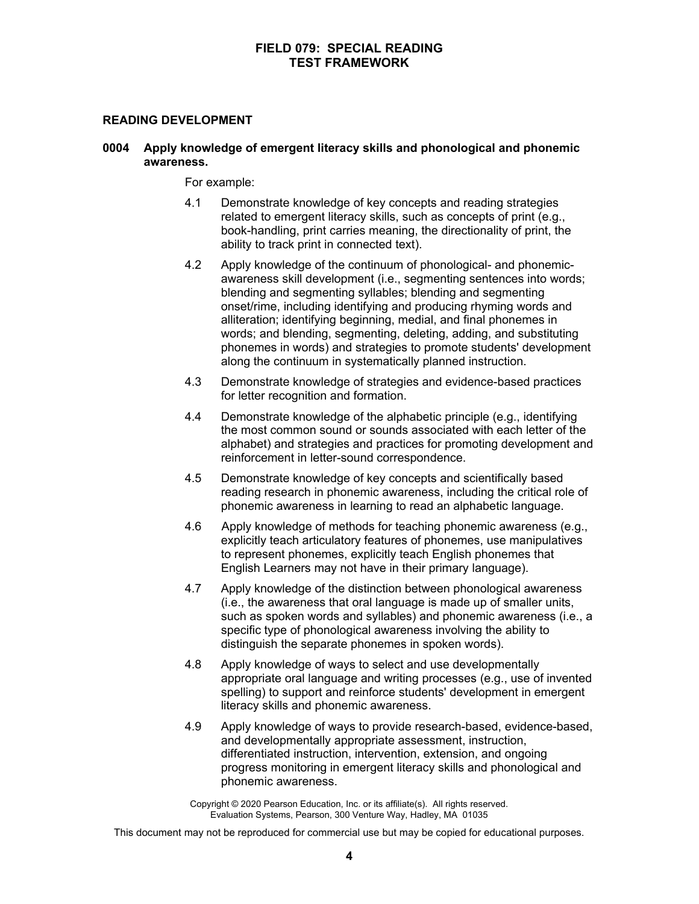# FIELD 079: SPECIAL READING
# TEST FRAMEWORK

## READING DEVELOPMENT

### 0004 Apply knowledge of emergent literacy skills and phonological and phonemic awareness.

For example:

4.1 Demonstrate knowledge of key concepts and reading strategies related to emergent literacy skills, such as concepts of print (e.g., book-handling, print carries meaning, the directionality of print, the ability to track print in connected text).

4.2 Apply knowledge of the continuum of phonological- and phonemic-awareness skill development (i.e., segmenting sentences into words; blending and segmenting syllables; blending and segmenting onset/rime, including identifying and producing rhyming words and alliteration; identifying beginning, medial, and final phonemes in words; and blending, segmenting, deleting, adding, and substituting phonemes in words) and strategies to promote students' development along the continuum in systematically planned instruction.

4.3 Demonstrate knowledge of strategies and evidence-based practices for letter recognition and formation.

4.4 Demonstrate knowledge of the alphabetic principle (e.g., identifying the most common sound or sounds associated with each letter of the alphabet) and strategies and practices for promoting development and reinforcement in letter-sound correspondence.

4.5 Demonstrate knowledge of key concepts and scientifically based reading research in phonemic awareness, including the critical role of phonemic awareness in learning to read an alphabetic language.

4.6 Apply knowledge of methods for teaching phonemic awareness (e.g., explicitly teach articulatory features of phonemes, use manipulatives to represent phonemes, explicitly teach English phonemes that English Learners may not have in their primary language).

4.7 Apply knowledge of the distinction between phonological awareness (i.e., the awareness that oral language is made up of smaller units, such as spoken words and syllables) and phonemic awareness (i.e., a specific type of phonological awareness involving the ability to distinguish the separate phonemes in spoken words).

4.8 Apply knowledge of ways to select and use developmentally appropriate oral language and writing processes (e.g., use of invented spelling) to support and reinforce students' development in emergent literacy skills and phonemic awareness.

4.9 Apply knowledge of ways to provide research-based, evidence-based, and developmentally appropriate assessment, instruction, differentiated instruction, intervention, extension, and ongoing progress monitoring in emergent literacy skills and phonological and phonemic awareness.

Copyright © 2020 Pearson Education, Inc. or its affiliate(s). All rights reserved.
Evaluation Systems, Pearson, 300 Venture Way, Hadley, MA 01035

This document may not be reproduced for commercial use but may be copied for educational purposes.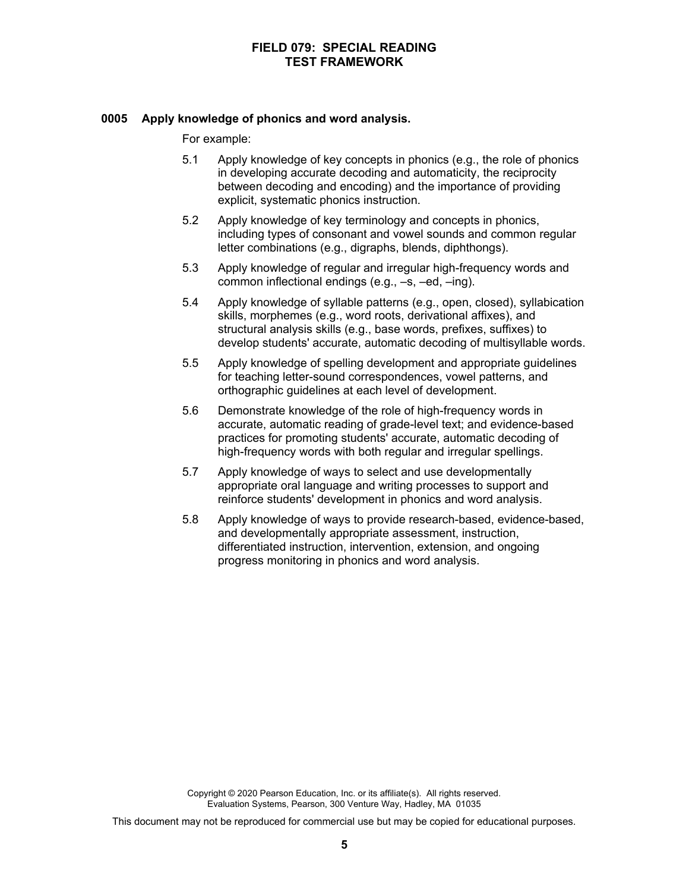**0005 Apply knowledge of phonics and word analysis.**

For example:

5.1 Apply knowledge of key concepts in phonics (e.g., the role of phonics in developing accurate decoding and automaticity, the reciprocity between decoding and encoding) and the importance of providing explicit, systematic phonics instruction.

5.2 Apply knowledge of key terminology and concepts in phonics, including types of consonant and vowel sounds and common regular letter combinations (e.g., digraphs, blends, diphthongs).

5.3 Apply knowledge of regular and irregular high-frequency words and common inflectional endings (e.g., –s, –ed, –ing).

5.4 Apply knowledge of syllable patterns (e.g., open, closed), syllabication skills, morphemes (e.g., word roots, derivational affixes), and structural analysis skills (e.g., base words, prefixes, suffixes) to develop students' accurate, automatic decoding of multisyllable words.

5.5 Apply knowledge of spelling development and appropriate guidelines for teaching letter-sound correspondences, vowel patterns, and orthographic guidelines at each level of development.

5.6 Demonstrate knowledge of the role of high-frequency words in accurate, automatic reading of grade-level text; and evidence-based practices for promoting students' accurate, automatic decoding of high-frequency words with both regular and irregular spellings.

5.7 Apply knowledge of ways to select and use developmentally appropriate oral language and writing processes to support and reinforce students' development in phonics and word analysis.

5.8 Apply knowledge of ways to provide research-based, evidence-based, and developmentally appropriate assessment, instruction, differentiated instruction, intervention, extension, and ongoing progress monitoring in phonics and word analysis.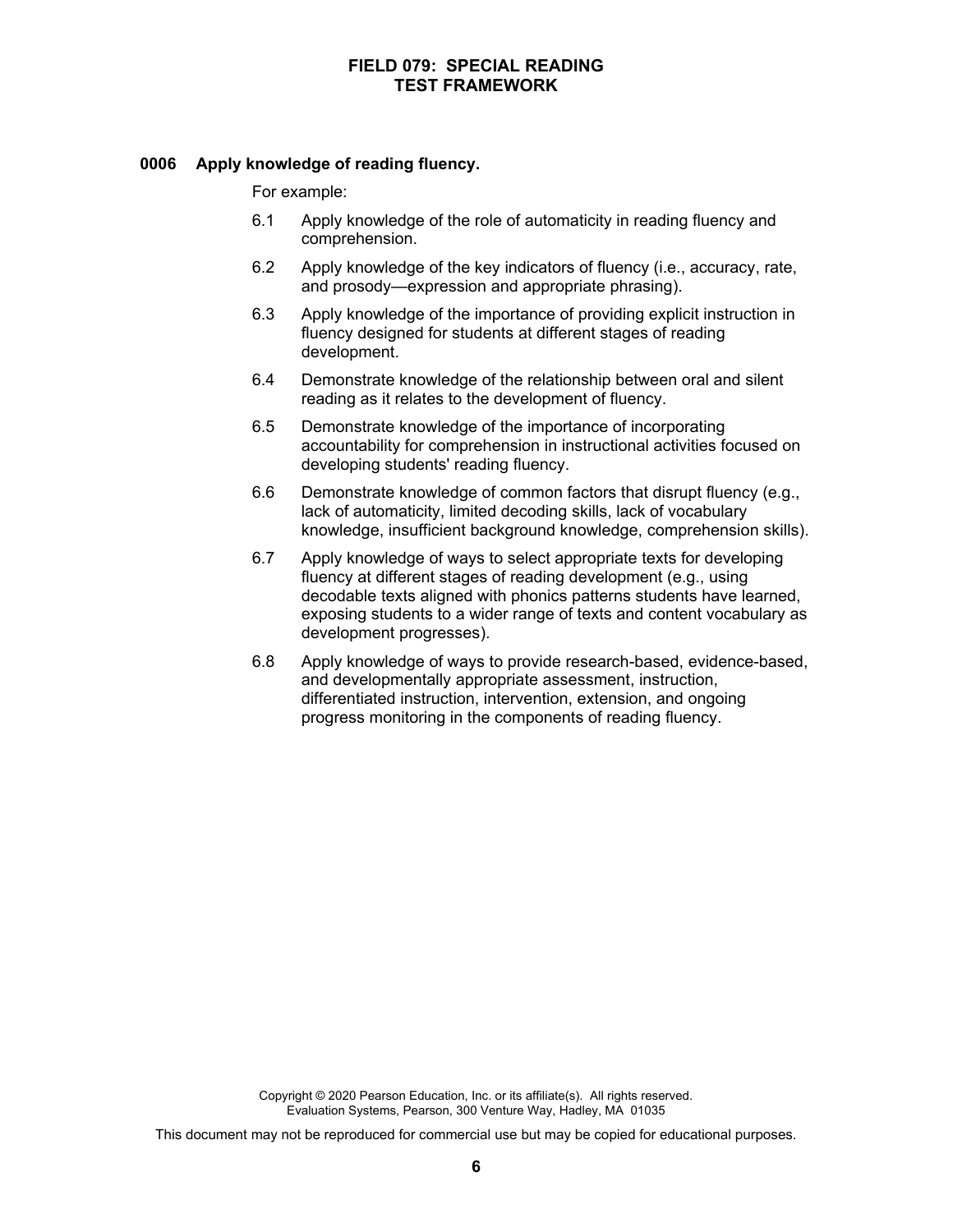**0006 Apply knowledge of reading fluency.**

For example:

6.1 Apply knowledge of the role of automaticity in reading fluency and comprehension.

6.2 Apply knowledge of the key indicators of fluency (i.e., accuracy, rate, and prosody—expression and appropriate phrasing).

6.3 Apply knowledge of the importance of providing explicit instruction in fluency designed for students at different stages of reading development.

6.4 Demonstrate knowledge of the relationship between oral and silent reading as it relates to the development of fluency.

6.5 Demonstrate knowledge of the importance of incorporating accountability for comprehension in instructional activities focused on developing students' reading fluency.

6.6 Demonstrate knowledge of common factors that disrupt fluency (e.g., lack of automaticity, limited decoding skills, lack of vocabulary knowledge, insufficient background knowledge, comprehension skills).

6.7 Apply knowledge of ways to select appropriate texts for developing fluency at different stages of reading development (e.g., using decodable texts aligned with phonics patterns students have learned, exposing students to a wider range of texts and content vocabulary as development progresses).

6.8 Apply knowledge of ways to provide research-based, evidence-based, and developmentally appropriate assessment, instruction, differentiated instruction, intervention, extension, and ongoing progress monitoring in the components of reading fluency.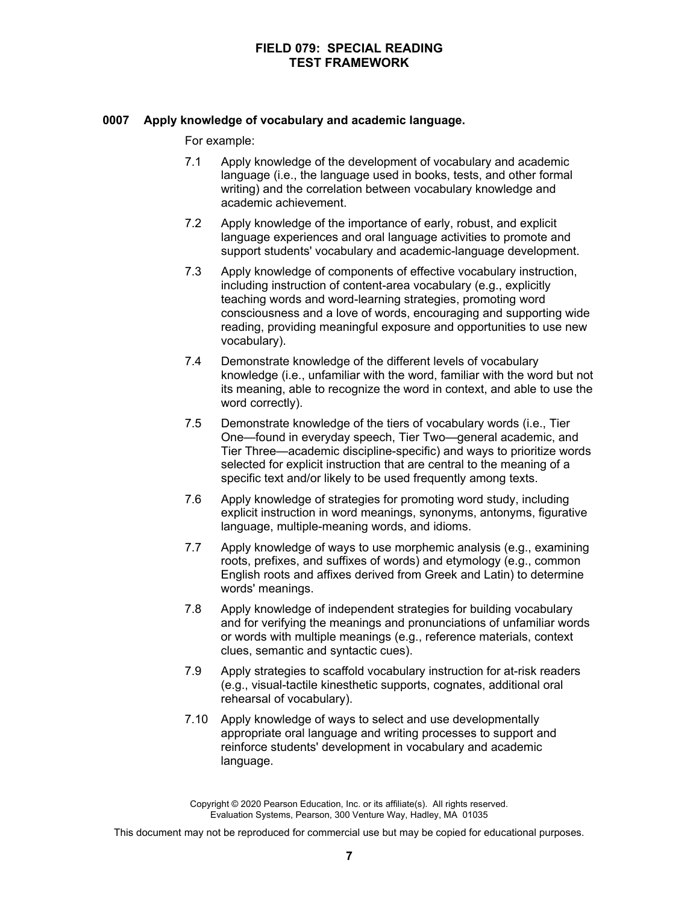## 0007 Apply knowledge of vocabulary and academic language.

For example:

7.1 Apply knowledge of the development of vocabulary and academic language (i.e., the language used in books, tests, and other formal writing) and the correlation between vocabulary knowledge and academic achievement.

7.2 Apply knowledge of the importance of early, robust, and explicit language experiences and oral language activities to promote and support students' vocabulary and academic-language development.

7.3 Apply knowledge of components of effective vocabulary instruction, including instruction of content-area vocabulary (e.g., explicitly teaching words and word-learning strategies, promoting word consciousness and a love of words, encouraging and supporting wide reading, providing meaningful exposure and opportunities to use new vocabulary).

7.4 Demonstrate knowledge of the different levels of vocabulary knowledge (i.e., unfamiliar with the word, familiar with the word but not its meaning, able to recognize the word in context, and able to use the word correctly).

7.5 Demonstrate knowledge of the tiers of vocabulary words (i.e., Tier One—found in everyday speech, Tier Two—general academic, and Tier Three—academic discipline-specific) and ways to prioritize words selected for explicit instruction that are central to the meaning of a specific text and/or likely to be used frequently among texts.

7.6 Apply knowledge of strategies for promoting word study, including explicit instruction in word meanings, synonyms, antonyms, figurative language, multiple-meaning words, and idioms.

7.7 Apply knowledge of ways to use morphemic analysis (e.g., examining roots, prefixes, and suffixes of words) and etymology (e.g., common English roots and affixes derived from Greek and Latin) to determine words' meanings.

7.8 Apply knowledge of independent strategies for building vocabulary and for verifying the meanings and pronunciations of unfamiliar words or words with multiple meanings (e.g., reference materials, context clues, semantic and syntactic cues).

7.9 Apply strategies to scaffold vocabulary instruction for at-risk readers (e.g., visual-tactile kinesthetic supports, cognates, additional oral rehearsal of vocabulary).

7.10 Apply knowledge of ways to select and use developmentally appropriate oral language and writing processes to support and reinforce students' development in vocabulary and academic language.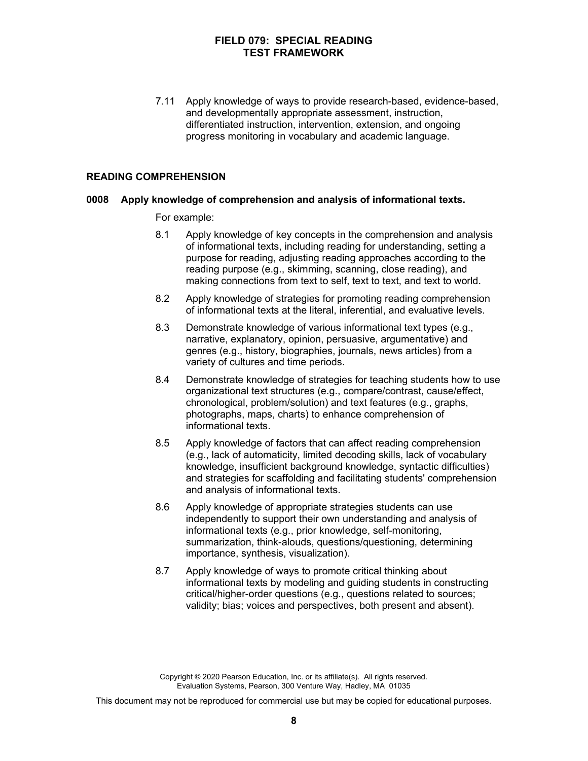7.11 Apply knowledge of ways to provide research-based, evidence-based, and developmentally appropriate assessment, instruction, differentiated instruction, intervention, extension, and ongoing progress monitoring in vocabulary and academic language.

## READING COMPREHENSION

### 0008 Apply knowledge of comprehension and analysis of informational texts.

For example:

8.1 Apply knowledge of key concepts in the comprehension and analysis of informational texts, including reading for understanding, setting a purpose for reading, adjusting reading approaches according to the reading purpose (e.g., skimming, scanning, close reading), and making connections from text to self, text to text, and text to world.

8.2 Apply knowledge of strategies for promoting reading comprehension of informational texts at the literal, inferential, and evaluative levels.

8.3 Demonstrate knowledge of various informational text types (e.g., narrative, explanatory, opinion, persuasive, argumentative) and genres (e.g., history, biographies, journals, news articles) from a variety of cultures and time periods.

8.4 Demonstrate knowledge of strategies for teaching students how to use organizational text structures (e.g., compare/contrast, cause/effect, chronological, problem/solution) and text features (e.g., graphs, photographs, maps, charts) to enhance comprehension of informational texts.

8.5 Apply knowledge of factors that can affect reading comprehension (e.g., lack of automaticity, limited decoding skills, lack of vocabulary knowledge, insufficient background knowledge, syntactic difficulties) and strategies for scaffolding and facilitating students' comprehension and analysis of informational texts.

8.6 Apply knowledge of appropriate strategies students can use independently to support their own understanding and analysis of informational texts (e.g., prior knowledge, self-monitoring, summarization, think-alouds, questions/questioning, determining importance, synthesis, visualization).

8.7 Apply knowledge of ways to promote critical thinking about informational texts by modeling and guiding students in constructing critical/higher-order questions (e.g., questions related to sources; validity; bias; voices and perspectives, both present and absent).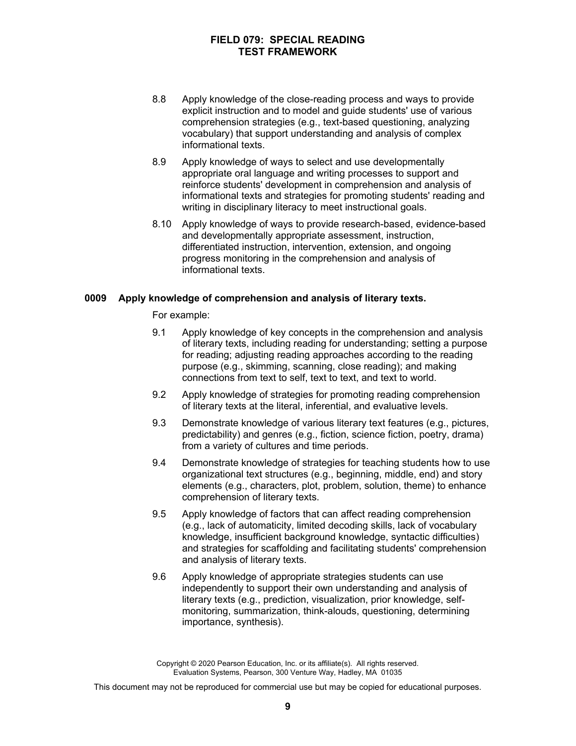8.8 Apply knowledge of the close-reading process and ways to provide explicit instruction and to model and guide students' use of various comprehension strategies (e.g., text-based questioning, analyzing vocabulary) that support understanding and analysis of complex informational texts.

8.9 Apply knowledge of ways to select and use developmentally appropriate oral language and writing processes to support and reinforce students' development in comprehension and analysis of informational texts and strategies for promoting students' reading and writing in disciplinary literacy to meet instructional goals.

8.10 Apply knowledge of ways to provide research-based, evidence-based and developmentally appropriate assessment, instruction, differentiated instruction, intervention, extension, and ongoing progress monitoring in the comprehension and analysis of informational texts.

**0009 Apply knowledge of comprehension and analysis of literary texts.**

For example:

9.1 Apply knowledge of key concepts in the comprehension and analysis of literary texts, including reading for understanding; setting a purpose for reading; adjusting reading approaches according to the reading purpose (e.g., skimming, scanning, close reading); and making connections from text to self, text to text, and text to world.

9.2 Apply knowledge of strategies for promoting reading comprehension of literary texts at the literal, inferential, and evaluative levels.

9.3 Demonstrate knowledge of various literary text features (e.g., pictures, predictability) and genres (e.g., fiction, science fiction, poetry, drama) from a variety of cultures and time periods.

9.4 Demonstrate knowledge of strategies for teaching students how to use organizational text structures (e.g., beginning, middle, end) and story elements (e.g., characters, plot, problem, solution, theme) to enhance comprehension of literary texts.

9.5 Apply knowledge of factors that can affect reading comprehension (e.g., lack of automaticity, limited decoding skills, lack of vocabulary knowledge, insufficient background knowledge, syntactic difficulties) and strategies for scaffolding and facilitating students' comprehension and analysis of literary texts.

9.6 Apply knowledge of appropriate strategies students can use independently to support their own understanding and analysis of literary texts (e.g., prediction, visualization, prior knowledge, self-monitoring, summarization, think-alouds, questioning, determining importance, synthesis).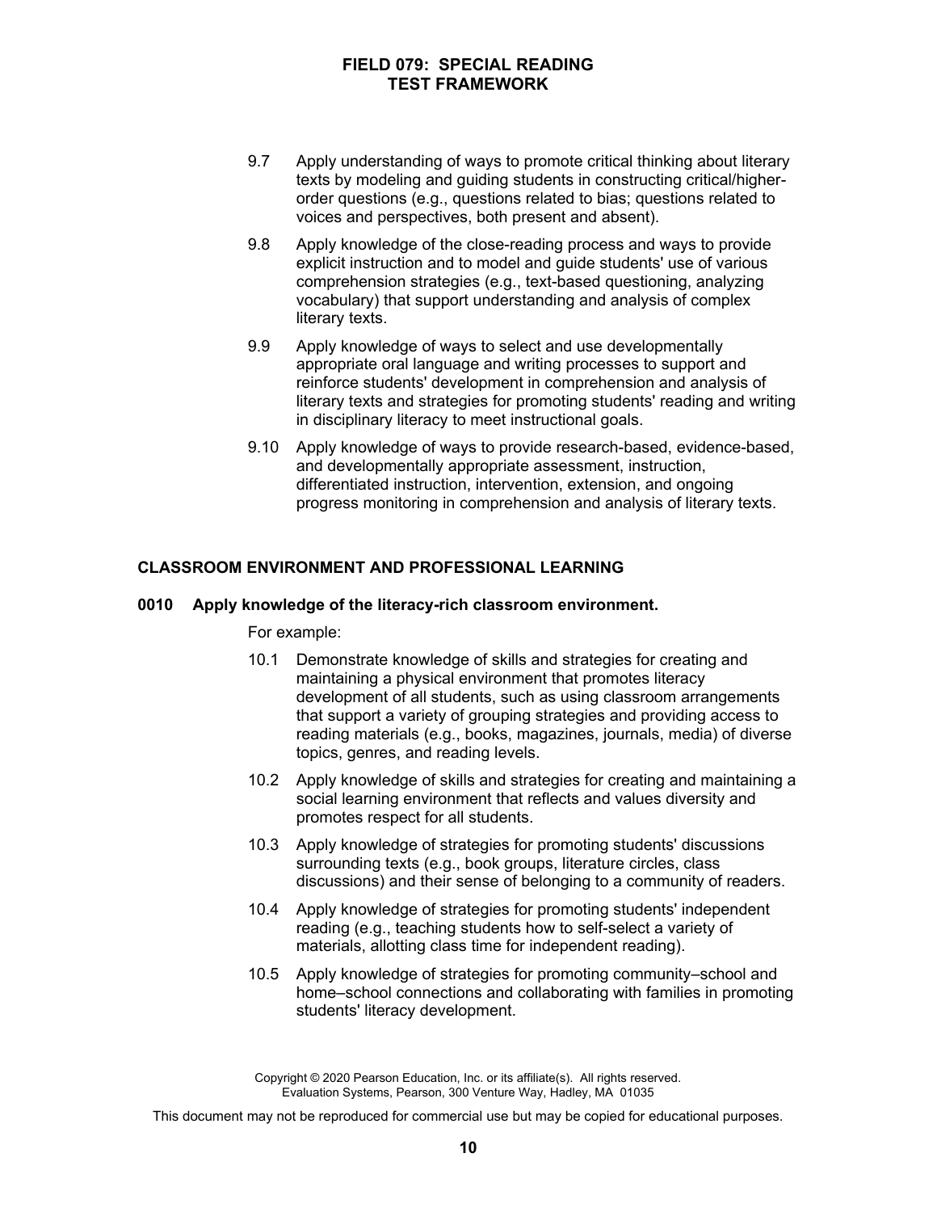9.7 Apply understanding of ways to promote critical thinking about literary texts by modeling and guiding students in constructing critical/higher-order questions (e.g., questions related to bias; questions related to voices and perspectives, both present and absent).

9.8 Apply knowledge of the close-reading process and ways to provide explicit instruction and to model and guide students' use of various comprehension strategies (e.g., text-based questioning, analyzing vocabulary) that support understanding and analysis of complex literary texts.

9.9 Apply knowledge of ways to select and use developmentally appropriate oral language and writing processes to support and reinforce students' development in comprehension and analysis of literary texts and strategies for promoting students' reading and writing in disciplinary literacy to meet instructional goals.

9.10 Apply knowledge of ways to provide research-based, evidence-based, and developmentally appropriate assessment, instruction, differentiated instruction, intervention, extension, and ongoing progress monitoring in comprehension and analysis of literary texts.

## CLASSROOM ENVIRONMENT AND PROFESSIONAL LEARNING

### 0010 Apply knowledge of the literacy-rich classroom environment.

For example:

10.1 Demonstrate knowledge of skills and strategies for creating and maintaining a physical environment that promotes literacy development of all students, such as using classroom arrangements that support a variety of grouping strategies and providing access to reading materials (e.g., books, magazines, journals, media) of diverse topics, genres, and reading levels.

10.2 Apply knowledge of skills and strategies for creating and maintaining a social learning environment that reflects and values diversity and promotes respect for all students.

10.3 Apply knowledge of strategies for promoting students' discussions surrounding texts (e.g., book groups, literature circles, class discussions) and their sense of belonging to a community of readers.

10.4 Apply knowledge of strategies for promoting students' independent reading (e.g., teaching students how to self-select a variety of materials, allotting class time for independent reading).

10.5 Apply knowledge of strategies for promoting community–school and home–school connections and collaborating with families in promoting students' literacy development.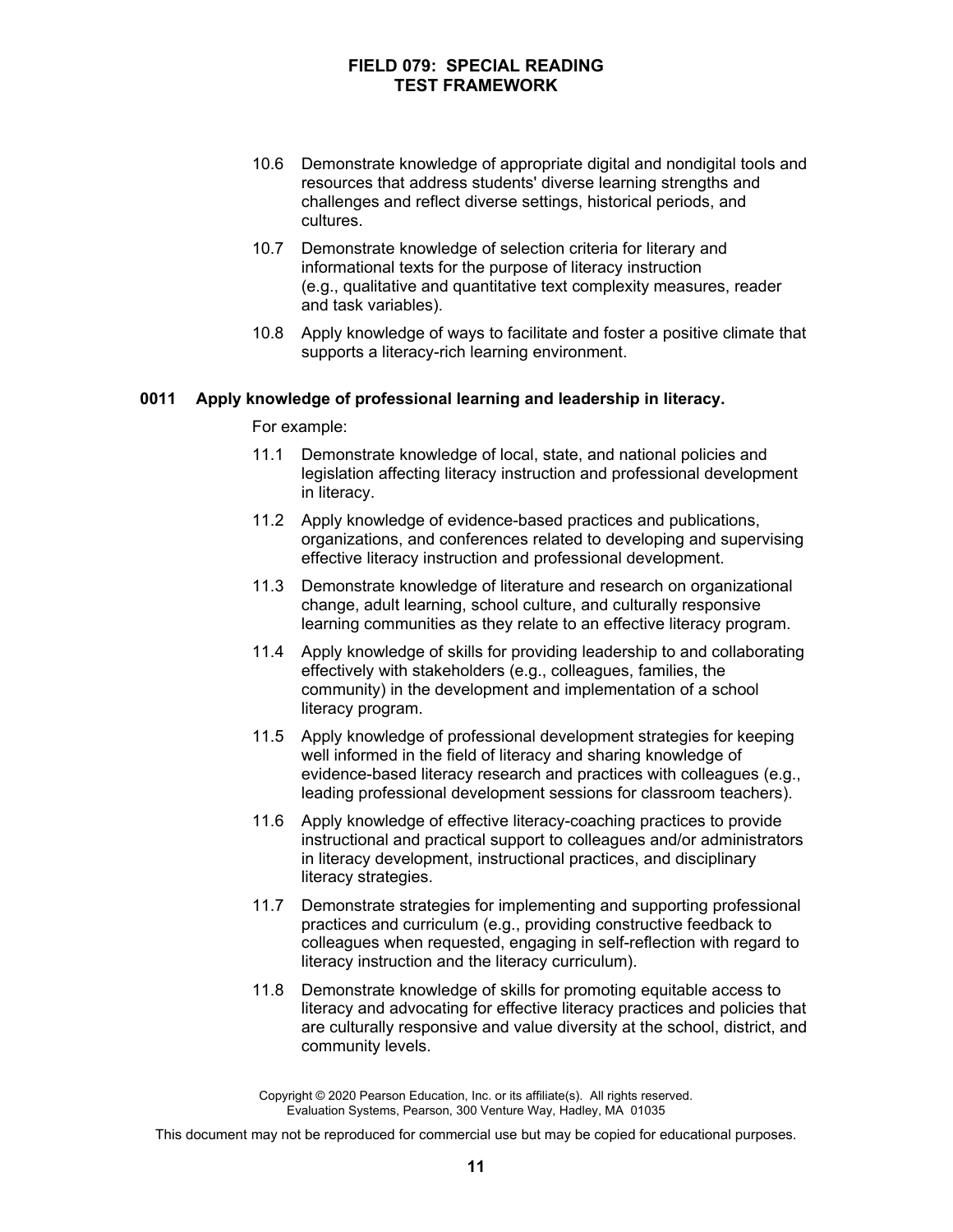10.6 Demonstrate knowledge of appropriate digital and nondigital tools and resources that address students' diverse learning strengths and challenges and reflect diverse settings, historical periods, and cultures.

10.7 Demonstrate knowledge of selection criteria for literary and informational texts for the purpose of literacy instruction (e.g., qualitative and quantitative text complexity measures, reader and task variables).

10.8 Apply knowledge of ways to facilitate and foster a positive climate that supports a literacy-rich learning environment.

**0011 Apply knowledge of professional learning and leadership in literacy.**

For example:

11.1 Demonstrate knowledge of local, state, and national policies and legislation affecting literacy instruction and professional development in literacy.

11.2 Apply knowledge of evidence-based practices and publications, organizations, and conferences related to developing and supervising effective literacy instruction and professional development.

11.3 Demonstrate knowledge of literature and research on organizational change, adult learning, school culture, and culturally responsive learning communities as they relate to an effective literacy program.

11.4 Apply knowledge of skills for providing leadership to and collaborating effectively with stakeholders (e.g., colleagues, families, the community) in the development and implementation of a school literacy program.

11.5 Apply knowledge of professional development strategies for keeping well informed in the field of literacy and sharing knowledge of evidence-based literacy research and practices with colleagues (e.g., leading professional development sessions for classroom teachers).

11.6 Apply knowledge of effective literacy-coaching practices to provide instructional and practical support to colleagues and/or administrators in literacy development, instructional practices, and disciplinary literacy strategies.

11.7 Demonstrate strategies for implementing and supporting professional practices and curriculum (e.g., providing constructive feedback to colleagues when requested, engaging in self-reflection with regard to literacy instruction and the literacy curriculum).

11.8 Demonstrate knowledge of skills for promoting equitable access to literacy and advocating for effective literacy practices and policies that are culturally responsive and value diversity at the school, district, and community levels.